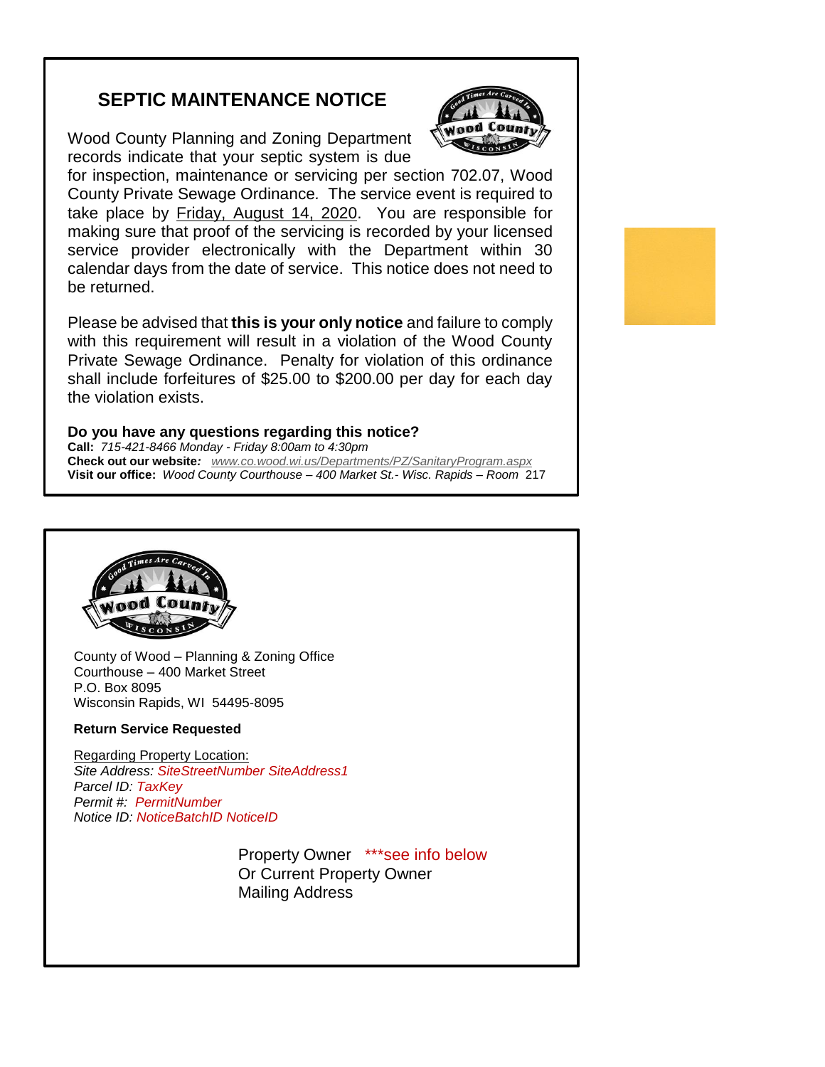## SEPTIC MAINTENANCE NOTICE

Wood County Planning and Zoning Department records indicate that your septic system is due for inspection, maintenance or servicing per section 702.07, Wood County Private Sewage Ordinance. The service event is required to take place by Friday, August 14, 2020. You are responsible for making sure that proof of the servicing is recorded by your licensed service provider electronically with the Department within 30 calendar days from the date of service. This notice does not need to be returned.

Please be advised that **this is your only notice** and failure to comply with this requirement will result in a violation of the Wood County Private Sewage Ordinance. Penalty for violation of this ordinance shall include forfeitures of $25.00 to $200.00 per day for each day the violation exists.

**Do you have any questions regarding this notice?**

**Call:** *715-421-8466 Monday - Friday 8:00am to 4:30pm*
**Check out our website:** *www.co.wood.wi.us/Departments/PZ/SanitaryProgram.aspx*
**Visit our office:** *Wood County Courthouse – 400 Market St.- Wisc. Rapids – Room* 217

---

County of Wood – Planning & Zoning Office
Courthouse – 400 Market Street
P.O. Box 8095
Wisconsin Rapids, WI 54495-8095

**Return Service Requested**

Regarding Property Location:
*Site Address: SiteStreetNumber SiteAddress1*
*Parcel ID: TaxKey*
*Permit #: PermitNumber*
*Notice ID: NoticeBatchID NoticeID*

Property Owner ***see info below
Or Current Property Owner
Mailing Address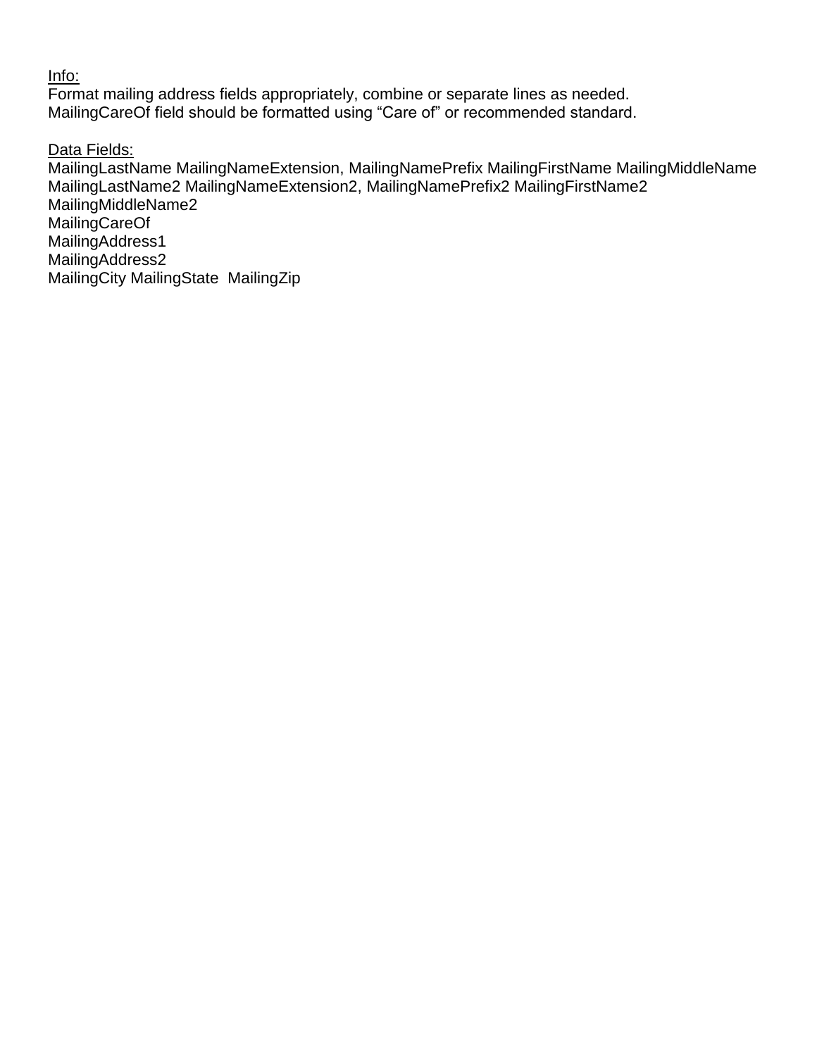Info:
Format mailing address fields appropriately, combine or separate lines as needed.
MailingCareOf field should be formatted using "Care of" or recommended standard.

Data Fields:
MailingLastName MailingNameExtension, MailingNamePrefix MailingFirstName MailingMiddleName
MailingLastName2 MailingNameExtension2, MailingNamePrefix2 MailingFirstName2
MailingMiddleName2
MailingCareOf
MailingAddress1
MailingAddress2
MailingCity MailingState MailingZip